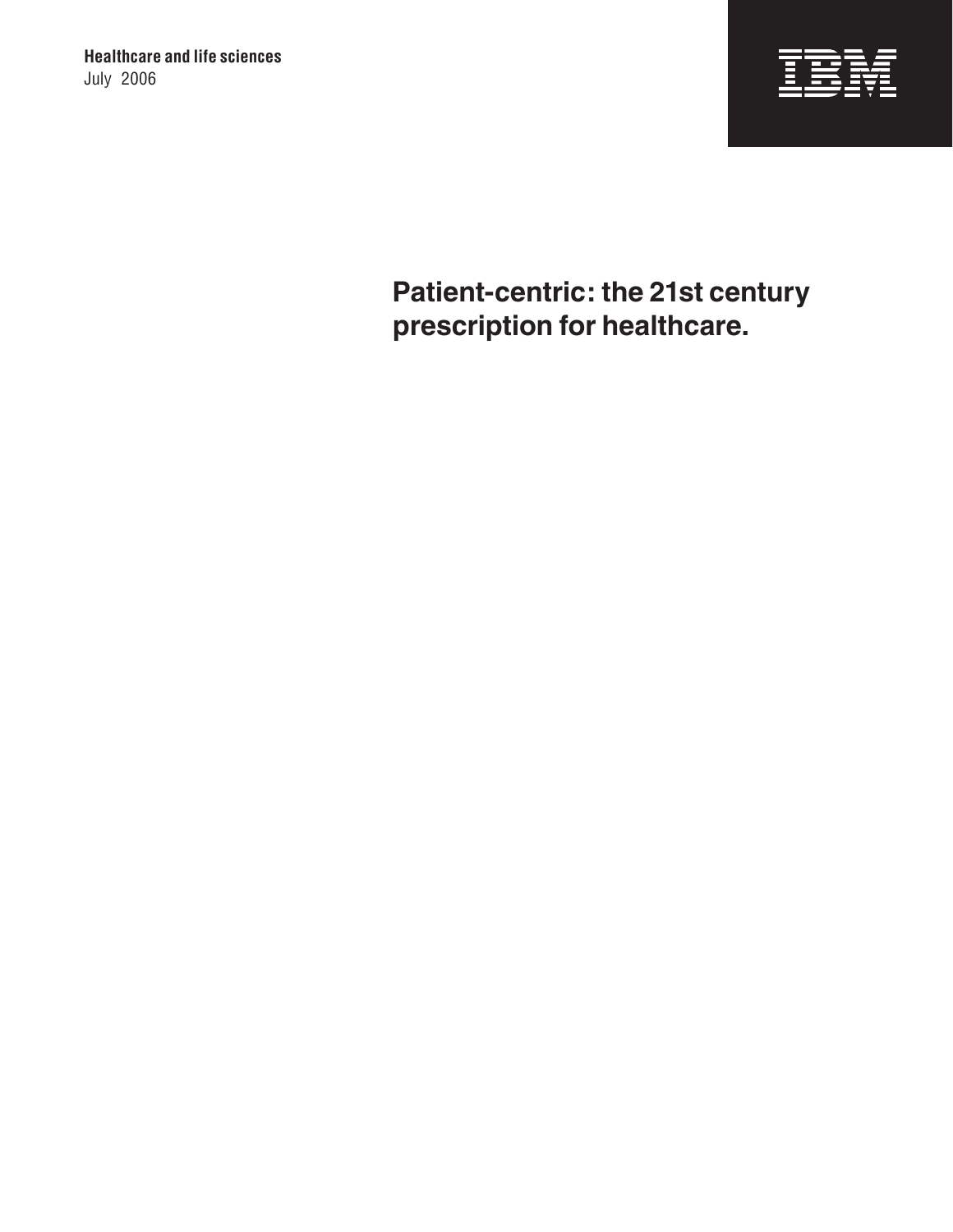**Healthcare and life sciences**
July 2006

IBM

# Patient-centric: the 21st century prescription for healthcare.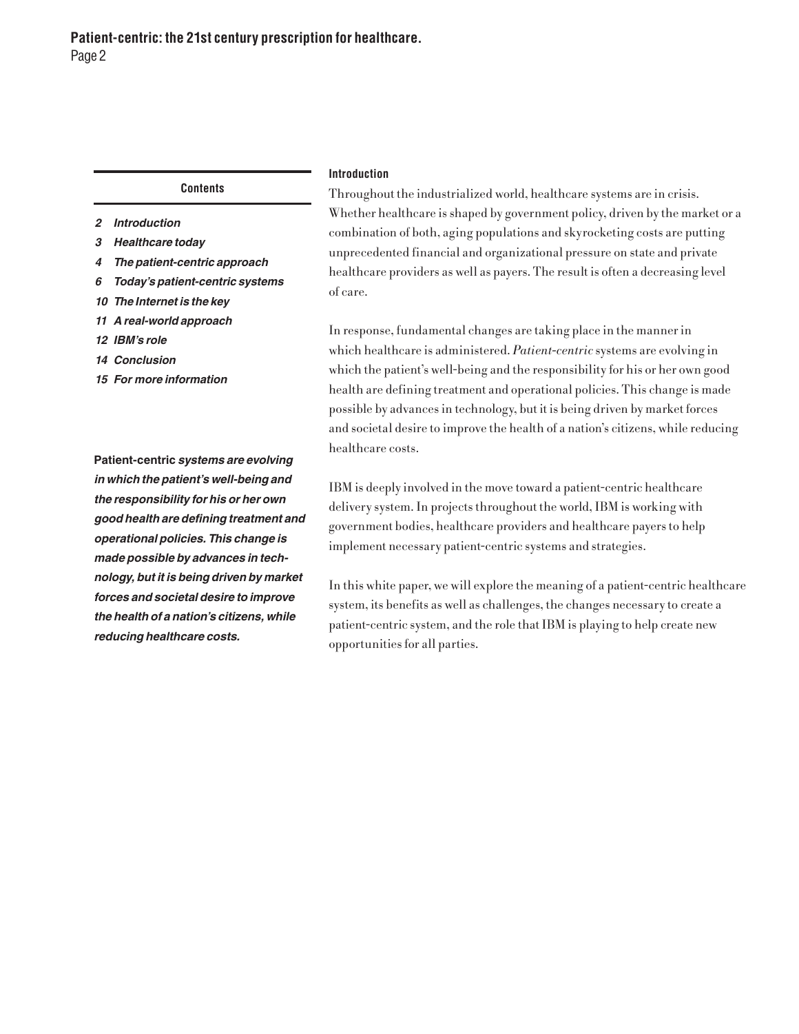**Contents**

- *2 Introduction*
- *3 Healthcare today*
- *4 The patient-centric approach*
- *6 Today's patient-centric systems*
- *10 The Internet is the key*
- *11 A real-world approach*
- *12 IBM's role*
- *14 Conclusion*
- *15 For more information*

**Patient-centric** ***systems are evolving in which the patient's well-being and the responsibility for his or her own good health are defining treatment and operational policies. This change is made possible by advances in technology, but it is being driven by market forces and societal desire to improve the health of a nation's citizens, while reducing healthcare costs.***

## Introduction

Throughout the industrialized world, healthcare systems are in crisis. Whether healthcare is shaped by government policy, driven by the market or a combination of both, aging populations and skyrocketing costs are putting unprecedented financial and organizational pressure on state and private healthcare providers as well as payers. The result is often a decreasing level of care.

In response, fundamental changes are taking place in the manner in which healthcare is administered. *Patient-centric* systems are evolving in which the patient's well-being and the responsibility for his or her own good health are defining treatment and operational policies. This change is made possible by advances in technology, but it is being driven by market forces and societal desire to improve the health of a nation's citizens, while reducing healthcare costs.

IBM is deeply involved in the move toward a patient-centric healthcare delivery system. In projects throughout the world, IBM is working with government bodies, healthcare providers and healthcare payers to help implement necessary patient-centric systems and strategies.

In this white paper, we will explore the meaning of a patient-centric healthcare system, its benefits as well as challenges, the changes necessary to create a patient-centric system, and the role that IBM is playing to help create new opportunities for all parties.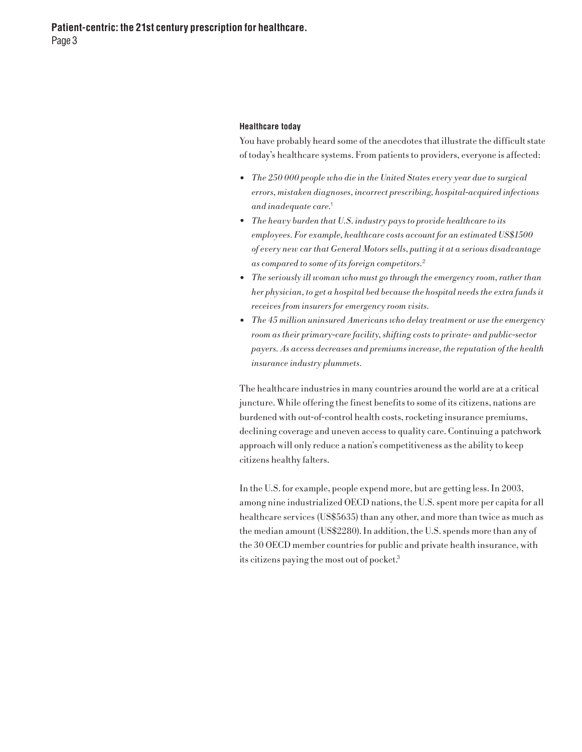### Healthcare today

You have probably heard some of the anecdotes that illustrate the difficult state of today's healthcare systems. From patients to providers, everyone is affected:

- *The 250 000 people who die in the United States every year due to surgical errors, mistaken diagnoses, incorrect prescribing, hospital-acquired infections and inadequate care.*[1]
- *The heavy burden that U.S. industry pays to provide healthcare to its employees. For example, healthcare costs account for an estimated US$1500 of every new car that General Motors sells, putting it at a serious disadvantage as compared to some of its foreign competitors.*[2]
- *The seriously ill woman who must go through the emergency room, rather than her physician, to get a hospital bed because the hospital needs the extra funds it receives from insurers for emergency room visits.*
- *The 45 million uninsured Americans who delay treatment or use the emergency room as their primary-care facility, shifting costs to private- and public-sector payers. As access decreases and premiums increase, the reputation of the health insurance industry plummets.*

The healthcare industries in many countries around the world are at a critical juncture. While offering the finest benefits to some of its citizens, nations are burdened with out-of-control health costs, rocketing insurance premiums, declining coverage and uneven access to quality care. Continuing a patchwork approach will only reduce a nation's competitiveness as the ability to keep citizens healthy falters.

In the U.S. for example, people expend more, but are getting less. In 2003, among nine industrialized OECD nations, the U.S. spent more per capita for all healthcare services (US$5635) than any other, and more than twice as much as the median amount (US$2280). In addition, the U.S. spends more than any of the 30 OECD member countries for public and private health insurance, with its citizens paying the most out of pocket.[3]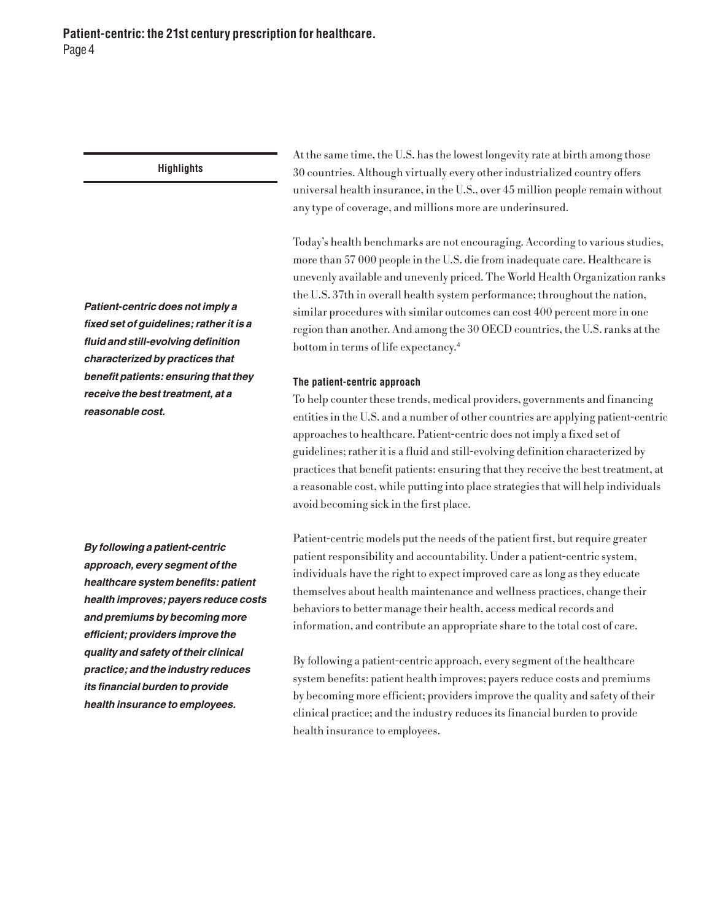**Highlights**

*Patient-centric does not imply a fixed set of guidelines; rather it is a fluid and still-evolving definition characterized by practices that benefit patients: ensuring that they receive the best treatment, at a reasonable cost.*

*By following a patient-centric approach, every segment of the healthcare system benefits: patient health improves; payers reduce costs and premiums by becoming more efficient; providers improve the quality and safety of their clinical practice; and the industry reduces its financial burden to provide health insurance to employees.*

At the same time, the U.S. has the lowest longevity rate at birth among those 30 countries. Although virtually every other industrialized country offers universal health insurance, in the U.S., over 45 million people remain without any type of coverage, and millions more are underinsured.

Today's health benchmarks are not encouraging. According to various studies, more than 57 000 people in the U.S. die from inadequate care. Healthcare is unevenly available and unevenly priced. The World Health Organization ranks the U.S. 37th in overall health system performance; throughout the nation, similar procedures with similar outcomes can cost 400 percent more in one region than another. And among the 30 OECD countries, the U.S. ranks at the bottom in terms of life expectancy.[4]

### The patient-centric approach

To help counter these trends, medical providers, governments and financing entities in the U.S. and a number of other countries are applying patient-centric approaches to healthcare. Patient-centric does not imply a fixed set of guidelines; rather it is a fluid and still-evolving definition characterized by practices that benefit patients: ensuring that they receive the best treatment, at a reasonable cost, while putting into place strategies that will help individuals avoid becoming sick in the first place.

Patient-centric models put the needs of the patient first, but require greater patient responsibility and accountability. Under a patient-centric system, individuals have the right to expect improved care as long as they educate themselves about health maintenance and wellness practices, change their behaviors to better manage their health, access medical records and information, and contribute an appropriate share to the total cost of care.

By following a patient-centric approach, every segment of the healthcare system benefits: patient health improves; payers reduce costs and premiums by becoming more efficient; providers improve the quality and safety of their clinical practice; and the industry reduces its financial burden to provide health insurance to employees.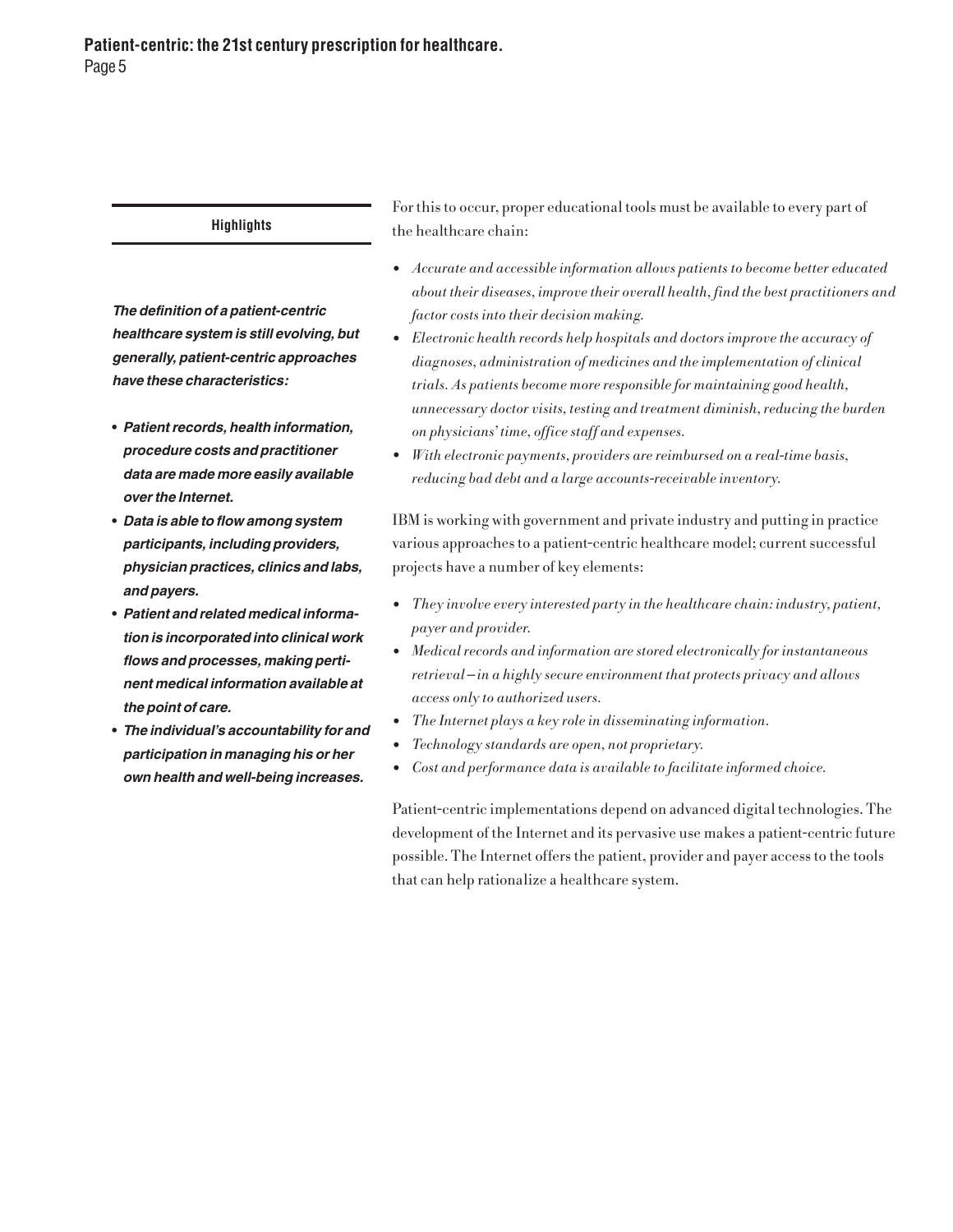**Highlights**

***The definition of a patient-centric healthcare system is still evolving, but generally, patient-centric approaches have these characteristics:***

- ***Patient records, health information, procedure costs and practitioner data are made more easily available over the Internet.***
- ***Data is able to flow among system participants, including providers, physician practices, clinics and labs, and payers.***
- ***Patient and related medical information is incorporated into clinical work flows and processes, making pertinent medical information available at the point of care.***
- ***The individual's accountability for and participation in managing his or her own health and well-being increases.***

For this to occur, proper educational tools must be available to every part of the healthcare chain:

- *Accurate and accessible information allows patients to become better educated about their diseases, improve their overall health, find the best practitioners and factor costs into their decision making.*
- *Electronic health records help hospitals and doctors improve the accuracy of diagnoses, administration of medicines and the implementation of clinical trials. As patients become more responsible for maintaining good health, unnecessary doctor visits, testing and treatment diminish, reducing the burden on physicians' time, office staff and expenses.*
- *With electronic payments, providers are reimbursed on a real-time basis, reducing bad debt and a large accounts-receivable inventory.*

IBM is working with government and private industry and putting in practice various approaches to a patient-centric healthcare model; current successful projects have a number of key elements:

- *They involve every interested party in the healthcare chain: industry, patient, payer and provider.*
- *Medical records and information are stored electronically for instantaneous retrieval—in a highly secure environment that protects privacy and allows access only to authorized users.*
- *The Internet plays a key role in disseminating information.*
- *Technology standards are open, not proprietary.*
- *Cost and performance data is available to facilitate informed choice.*

Patient-centric implementations depend on advanced digital technologies. The development of the Internet and its pervasive use makes a patient-centric future possible. The Internet offers the patient, provider and payer access to the tools that can help rationalize a healthcare system.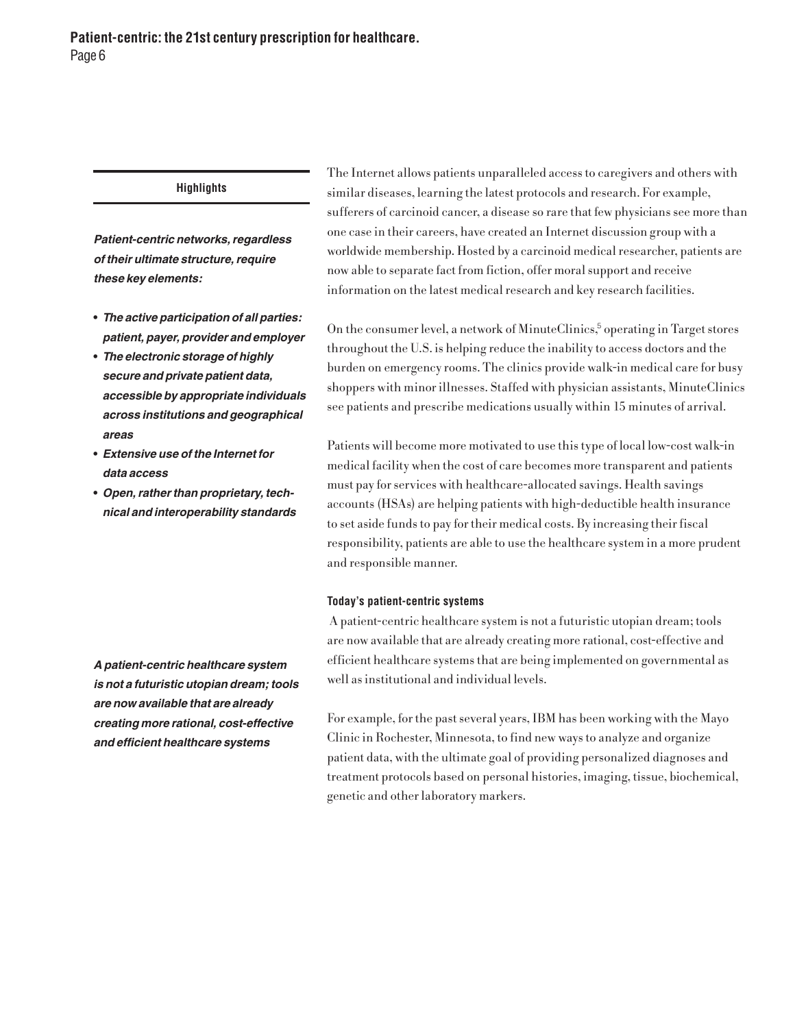**Highlights**

***Patient-centric networks, regardless of their ultimate structure, require these key elements:***

- ***The active participation of all parties: patient, payer, provider and employer***
- ***The electronic storage of highly secure and private patient data, accessible by appropriate individuals across institutions and geographical areas***
- ***Extensive use of the Internet for data access***
- ***Open, rather than proprietary, technical and interoperability standards***

***A patient-centric healthcare system is not a futuristic utopian dream; tools are now available that are already creating more rational, cost-effective and efficient healthcare systems***

The Internet allows patients unparalleled access to caregivers and others with similar diseases, learning the latest protocols and research. For example, sufferers of carcinoid cancer, a disease so rare that few physicians see more than one case in their careers, have created an Internet discussion group with a worldwide membership. Hosted by a carcinoid medical researcher, patients are now able to separate fact from fiction, offer moral support and receive information on the latest medical research and key research facilities.

On the consumer level, a network of MinuteClinics,[5] operating in Target stores throughout the U.S. is helping reduce the inability to access doctors and the burden on emergency rooms. The clinics provide walk-in medical care for busy shoppers with minor illnesses. Staffed with physician assistants, MinuteClinics see patients and prescribe medications usually within 15 minutes of arrival.

Patients will become more motivated to use this type of local low-cost walk-in medical facility when the cost of care becomes more transparent and patients must pay for services with healthcare-allocated savings. Health savings accounts (HSAs) are helping patients with high-deductible health insurance to set aside funds to pay for their medical costs. By increasing their fiscal responsibility, patients are able to use the healthcare system in a more prudent and responsible manner.

#### Today's patient-centric systems

A patient-centric healthcare system is not a futuristic utopian dream; tools are now available that are already creating more rational, cost-effective and efficient healthcare systems that are being implemented on governmental as well as institutional and individual levels.

For example, for the past several years, IBM has been working with the Mayo Clinic in Rochester, Minnesota, to find new ways to analyze and organize patient data, with the ultimate goal of providing personalized diagnoses and treatment protocols based on personal histories, imaging, tissue, biochemical, genetic and other laboratory markers.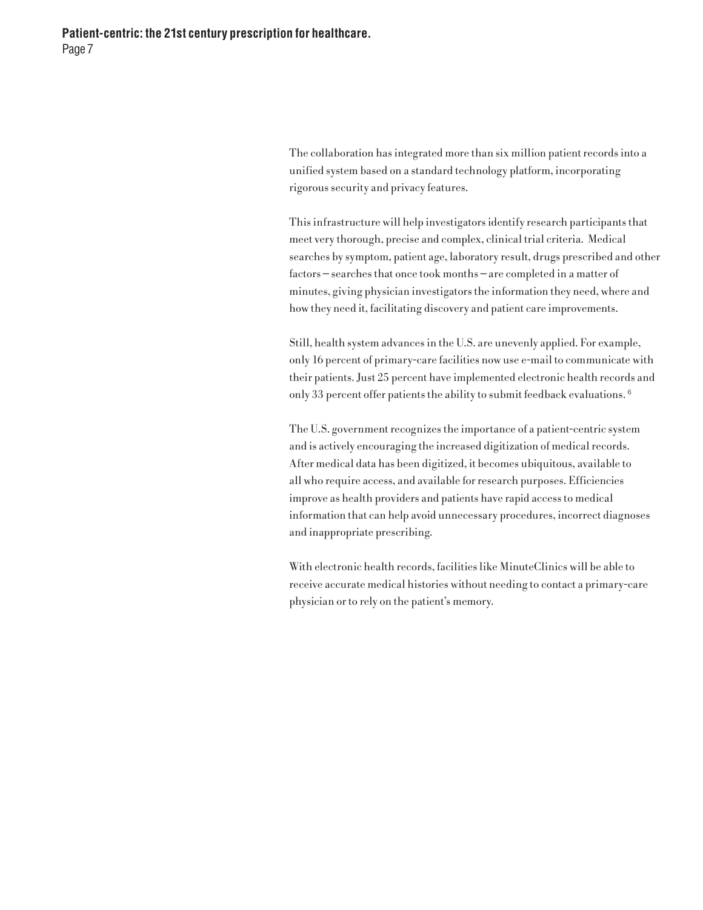The collaboration has integrated more than six million patient records into a unified system based on a standard technology platform, incorporating rigorous security and privacy features.

This infrastructure will help investigators identify research participants that meet very thorough, precise and complex, clinical trial criteria.  Medical searches by symptom, patient age, laboratory result, drugs prescribed and other factors – searches that once took months – are completed in a matter of minutes, giving physician investigators the information they need, where and how they need it, facilitating discovery and patient care improvements.

Still, health system advances in the U.S. are unevenly applied. For example, only 16 percent of primary-care facilities now use e-mail to communicate with their patients. Just 25 percent have implemented electronic health records and only 33 percent offer patients the ability to submit feedback evaluations. [6]

The U.S. government recognizes the importance of a patient-centric system and is actively encouraging the increased digitization of medical records. After medical data has been digitized, it becomes ubiquitous, available to all who require access, and available for research purposes. Efficiencies improve as health providers and patients have rapid access to medical information that can help avoid unnecessary procedures, incorrect diagnoses and inappropriate prescribing.

With electronic health records, facilities like MinuteClinics will be able to receive accurate medical histories without needing to contact a primary-care physician or to rely on the patient's memory.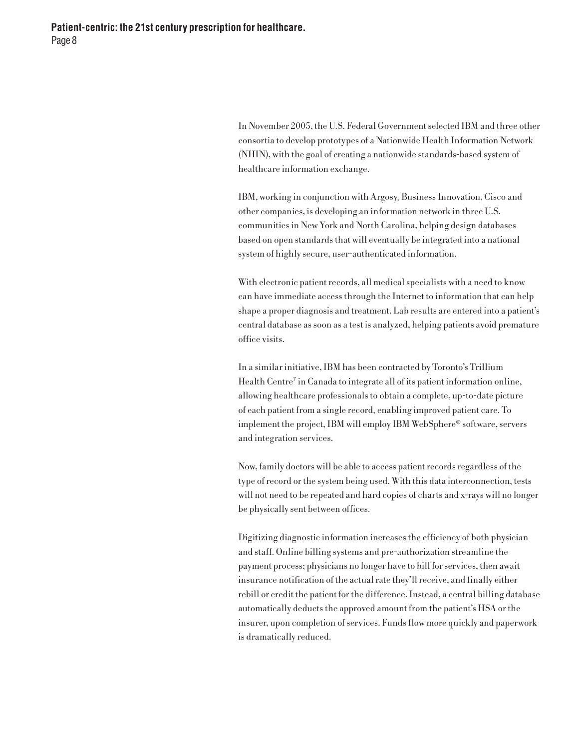In November 2005, the U.S. Federal Government selected IBM and three other consortia to develop prototypes of a Nationwide Health Information Network (NHIN), with the goal of creating a nationwide standards-based system of healthcare information exchange.

IBM, working in conjunction with Argosy, Business Innovation, Cisco and other companies, is developing an information network in three U.S. communities in New York and North Carolina, helping design databases based on open standards that will eventually be integrated into a national system of highly secure, user-authenticated information.

With electronic patient records, all medical specialists with a need to know can have immediate access through the Internet to information that can help shape a proper diagnosis and treatment. Lab results are entered into a patient's central database as soon as a test is analyzed, helping patients avoid premature office visits.

In a similar initiative, IBM has been contracted by Toronto's Trillium Health Centre[7] in Canada to integrate all of its patient information online, allowing healthcare professionals to obtain a complete, up-to-date picture of each patient from a single record, enabling improved patient care. To implement the project, IBM will employ IBM WebSphere® software, servers and integration services.

Now, family doctors will be able to access patient records regardless of the type of record or the system being used. With this data interconnection, tests will not need to be repeated and hard copies of charts and x-rays will no longer be physically sent between offices.

Digitizing diagnostic information increases the efficiency of both physician and staff. Online billing systems and pre-authorization streamline the payment process; physicians no longer have to bill for services, then await insurance notification of the actual rate they'll receive, and finally either rebill or credit the patient for the difference. Instead, a central billing database automatically deducts the approved amount from the patient's HSA or the insurer, upon completion of services. Funds flow more quickly and paperwork is dramatically reduced.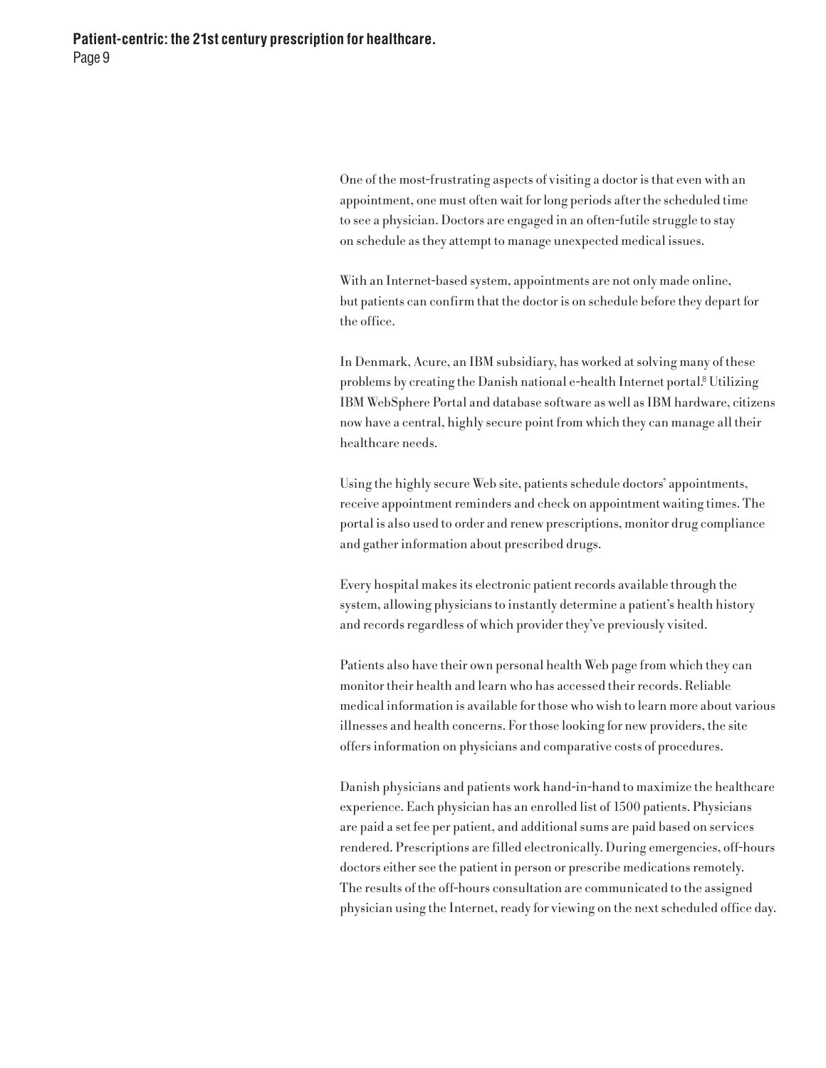One of the most-frustrating aspects of visiting a doctor is that even with an appointment, one must often wait for long periods after the scheduled time to see a physician. Doctors are engaged in an often-futile struggle to stay on schedule as they attempt to manage unexpected medical issues.

With an Internet-based system, appointments are not only made online, but patients can confirm that the doctor is on schedule before they depart for the office.

In Denmark, Acure, an IBM subsidiary, has worked at solving many of these problems by creating the Danish national e-health Internet portal.[6] Utilizing IBM WebSphere Portal and database software as well as IBM hardware, citizens now have a central, highly secure point from which they can manage all their healthcare needs.

Using the highly secure Web site, patients schedule doctors' appointments, receive appointment reminders and check on appointment waiting times. The portal is also used to order and renew prescriptions, monitor drug compliance and gather information about prescribed drugs.

Every hospital makes its electronic patient records available through the system, allowing physicians to instantly determine a patient's health history and records regardless of which provider they've previously visited.

Patients also have their own personal health Web page from which they can monitor their health and learn who has accessed their records. Reliable medical information is available for those who wish to learn more about various illnesses and health concerns. For those looking for new providers, the site offers information on physicians and comparative costs of procedures.

Danish physicians and patients work hand-in-hand to maximize the healthcare experience. Each physician has an enrolled list of 1500 patients. Physicians are paid a set fee per patient, and additional sums are paid based on services rendered. Prescriptions are filled electronically. During emergencies, off-hours doctors either see the patient in person or prescribe medications remotely. The results of the off-hours consultation are communicated to the assigned physician using the Internet, ready for viewing on the next scheduled office day.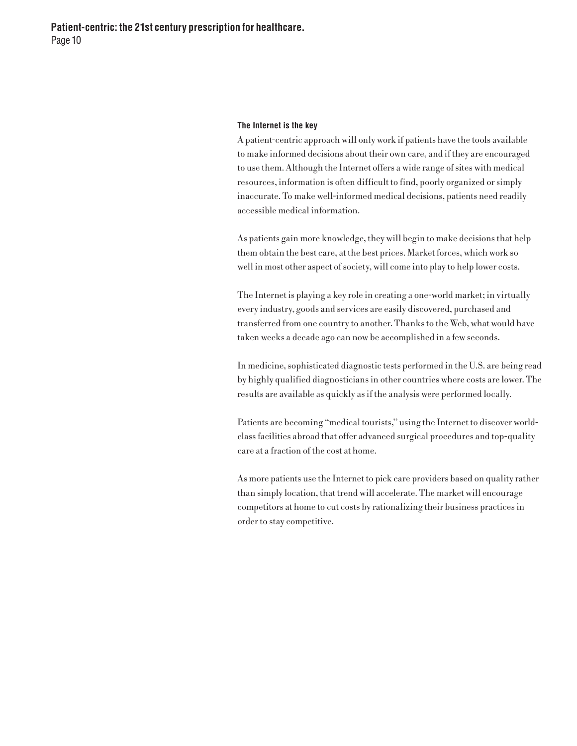### The Internet is the key

A patient-centric approach will only work if patients have the tools available to make informed decisions about their own care, and if they are encouraged to use them. Although the Internet offers a wide range of sites with medical resources, information is often difficult to find, poorly organized or simply inaccurate. To make well-informed medical decisions, patients need readily accessible medical information.

As patients gain more knowledge, they will begin to make decisions that help them obtain the best care, at the best prices. Market forces, which work so well in most other aspect of society, will come into play to help lower costs.

The Internet is playing a key role in creating a one-world market; in virtually every industry, goods and services are easily discovered, purchased and transferred from one country to another. Thanks to the Web, what would have taken weeks a decade ago can now be accomplished in a few seconds.

In medicine, sophisticated diagnostic tests performed in the U.S. are being read by highly qualified diagnosticians in other countries where costs are lower. The results are available as quickly as if the analysis were performed locally.

Patients are becoming "medical tourists," using the Internet to discover world-class facilities abroad that offer advanced surgical procedures and top-quality care at a fraction of the cost at home.

As more patients use the Internet to pick care providers based on quality rather than simply location, that trend will accelerate. The market will encourage competitors at home to cut costs by rationalizing their business practices in order to stay competitive.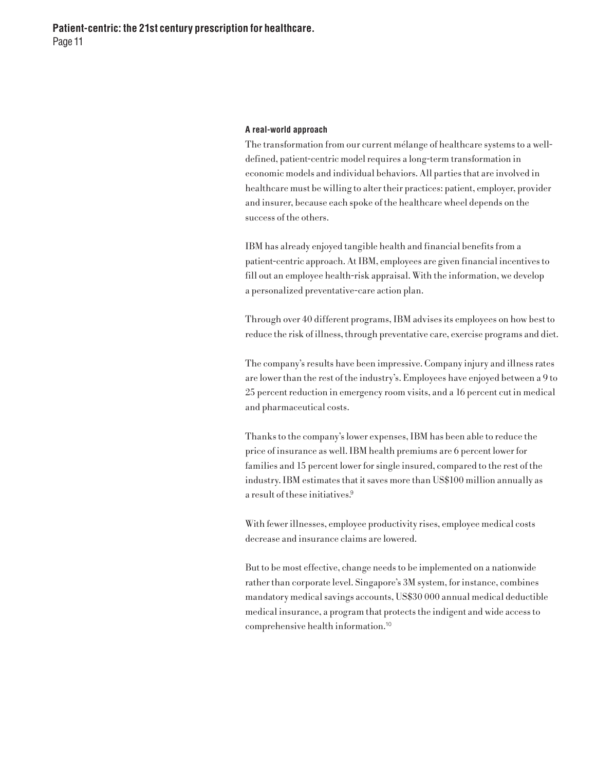### A real-world approach

The transformation from our current mélange of healthcare systems to a well-defined, patient-centric model requires a long-term transformation in economic models and individual behaviors. All parties that are involved in healthcare must be willing to alter their practices: patient, employer, provider and insurer, because each spoke of the healthcare wheel depends on the success of the others.

IBM has already enjoyed tangible health and financial benefits from a patient-centric approach. At IBM, employees are given financial incentives to fill out an employee health-risk appraisal. With the information, we develop a personalized preventative-care action plan.

Through over 40 different programs, IBM advises its employees on how best to reduce the risk of illness, through preventative care, exercise programs and diet.

The company's results have been impressive. Company injury and illness rates are lower than the rest of the industry's. Employees have enjoyed between a 9 to 25 percent reduction in emergency room visits, and a 16 percent cut in medical and pharmaceutical costs.

Thanks to the company's lower expenses, IBM has been able to reduce the price of insurance as well. IBM health premiums are 6 percent lower for families and 15 percent lower for single insured, compared to the rest of the industry. IBM estimates that it saves more than US$100 million annually as a result of these initiatives.[9]

With fewer illnesses, employee productivity rises, employee medical costs decrease and insurance claims are lowered.

But to be most effective, change needs to be implemented on a nationwide rather than corporate level. Singapore's 3M system, for instance, combines mandatory medical savings accounts, US$30 000 annual medical deductible medical insurance, a program that protects the indigent and wide access to comprehensive health information.[10]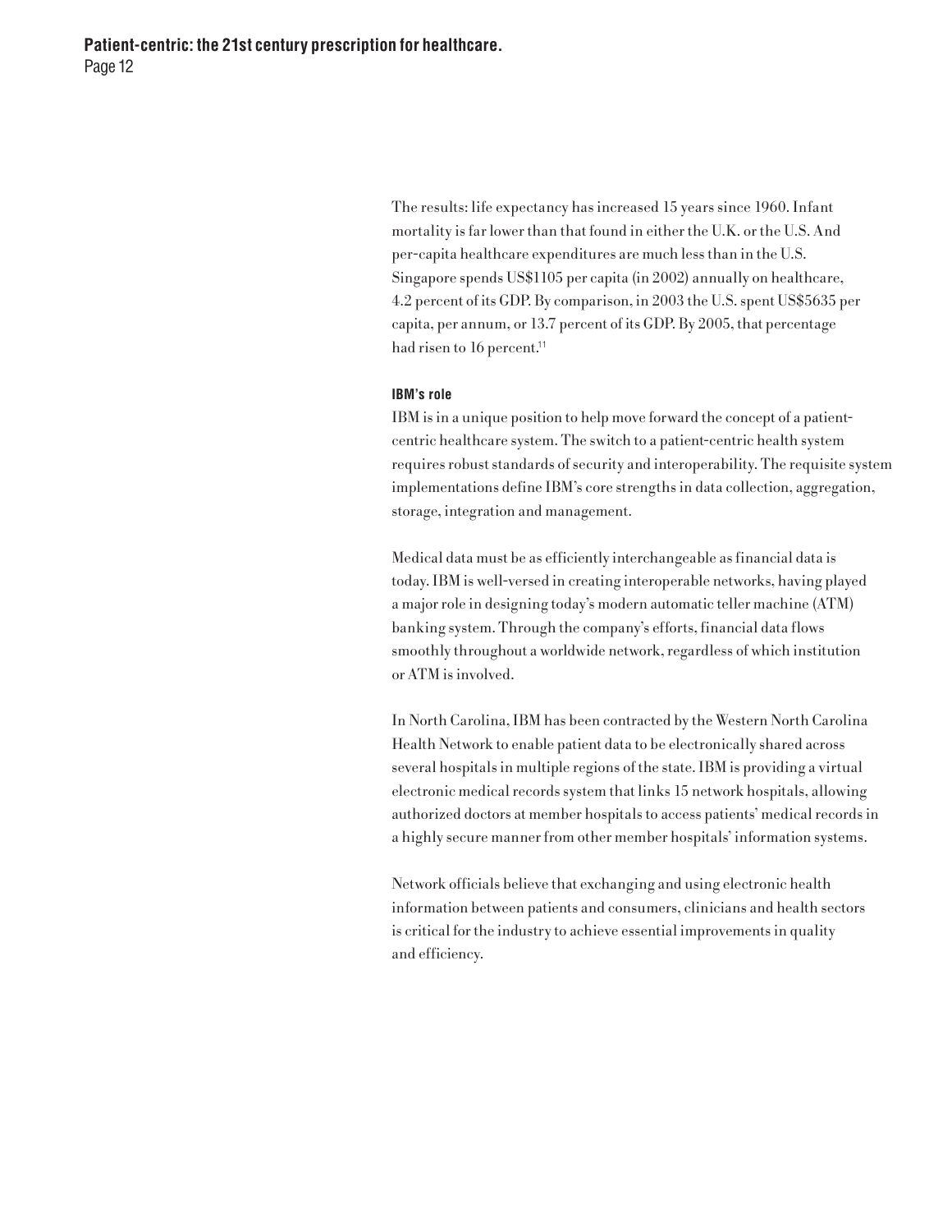The results: life expectancy has increased 15 years since 1960. Infant mortality is far lower than that found in either the U.K. or the U.S. And per-capita healthcare expenditures are much less than in the U.S. Singapore spends US$1105 per capita (in 2002) annually on healthcare, 4.2 percent of its GDP. By comparison, in 2003 the U.S. spent US$5635 per capita, per annum, or 13.7 percent of its GDP. By 2005, that percentage had risen to 16 percent.[11]

**IBM's role**

IBM is in a unique position to help move forward the concept of a patient-centric healthcare system. The switch to a patient-centric health system requires robust standards of security and interoperability. The requisite system implementations define IBM's core strengths in data collection, aggregation, storage, integration and management.

Medical data must be as efficiently interchangeable as financial data is today. IBM is well-versed in creating interoperable networks, having played a major role in designing today's modern automatic teller machine (ATM) banking system. Through the company's efforts, financial data flows smoothly throughout a worldwide network, regardless of which institution or ATM is involved.

In North Carolina, IBM has been contracted by the Western North Carolina Health Network to enable patient data to be electronically shared across several hospitals in multiple regions of the state. IBM is providing a virtual electronic medical records system that links 15 network hospitals, allowing authorized doctors at member hospitals to access patients' medical records in a highly secure manner from other member hospitals' information systems.

Network officials believe that exchanging and using electronic health information between patients and consumers, clinicians and health sectors is critical for the industry to achieve essential improvements in quality and efficiency.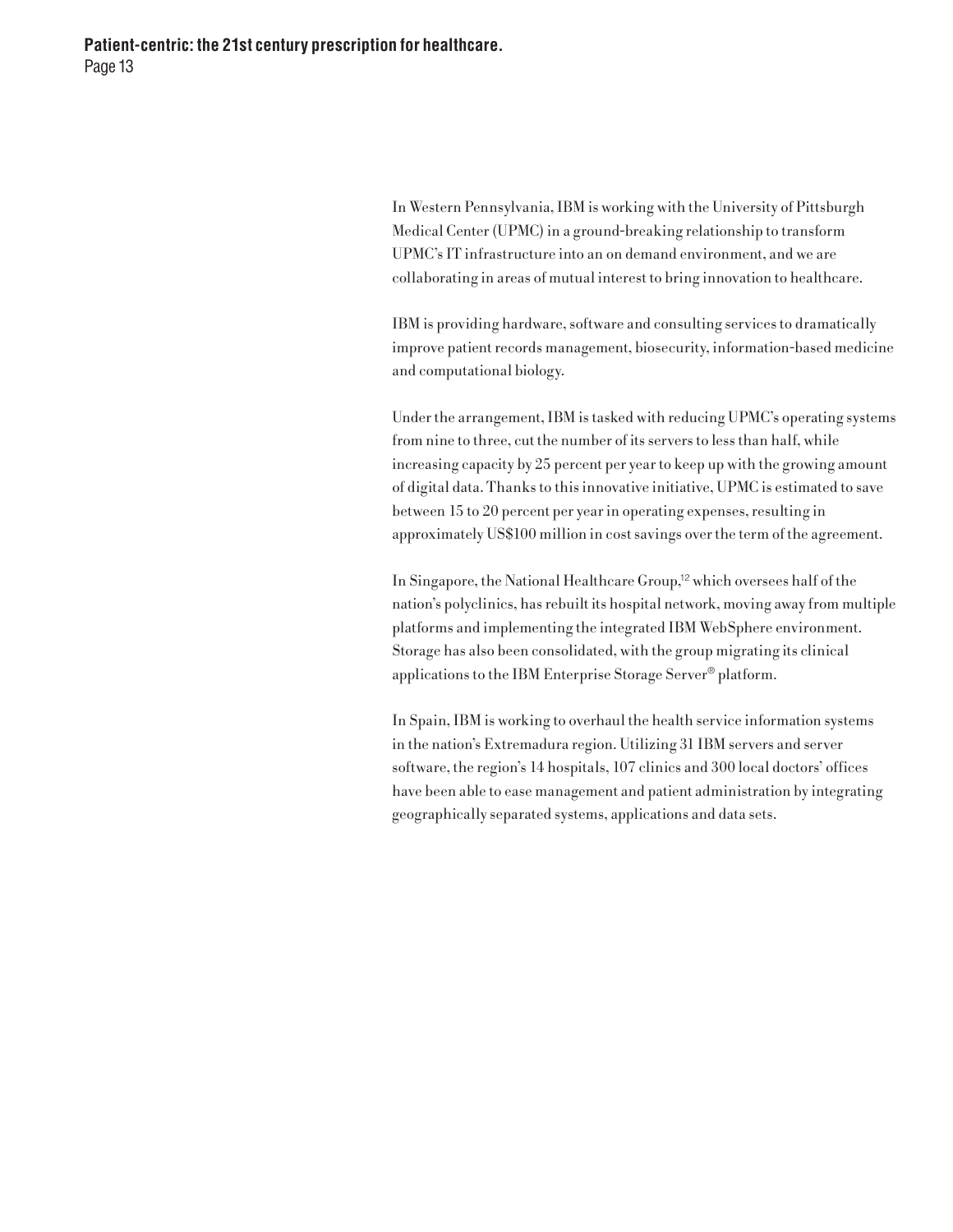In Western Pennsylvania, IBM is working with the University of Pittsburgh Medical Center (UPMC) in a ground-breaking relationship to transform UPMC's IT infrastructure into an on demand environment, and we are collaborating in areas of mutual interest to bring innovation to healthcare.

IBM is providing hardware, software and consulting services to dramatically improve patient records management, biosecurity, information-based medicine and computational biology.

Under the arrangement, IBM is tasked with reducing UPMC's operating systems from nine to three, cut the number of its servers to less than half, while increasing capacity by 25 percent per year to keep up with the growing amount of digital data. Thanks to this innovative initiative, UPMC is estimated to save between 15 to 20 percent per year in operating expenses, resulting in approximately US$100 million in cost savings over the term of the agreement.

In Singapore, the National Healthcare Group,[12] which oversees half of the nation's polyclinics, has rebuilt its hospital network, moving away from multiple platforms and implementing the integrated IBM WebSphere environment. Storage has also been consolidated, with the group migrating its clinical applications to the IBM Enterprise Storage Server® platform.

In Spain, IBM is working to overhaul the health service information systems in the nation's Extremadura region. Utilizing 31 IBM servers and server software, the region's 14 hospitals, 107 clinics and 300 local doctors' offices have been able to ease management and patient administration by integrating geographically separated systems, applications and data sets.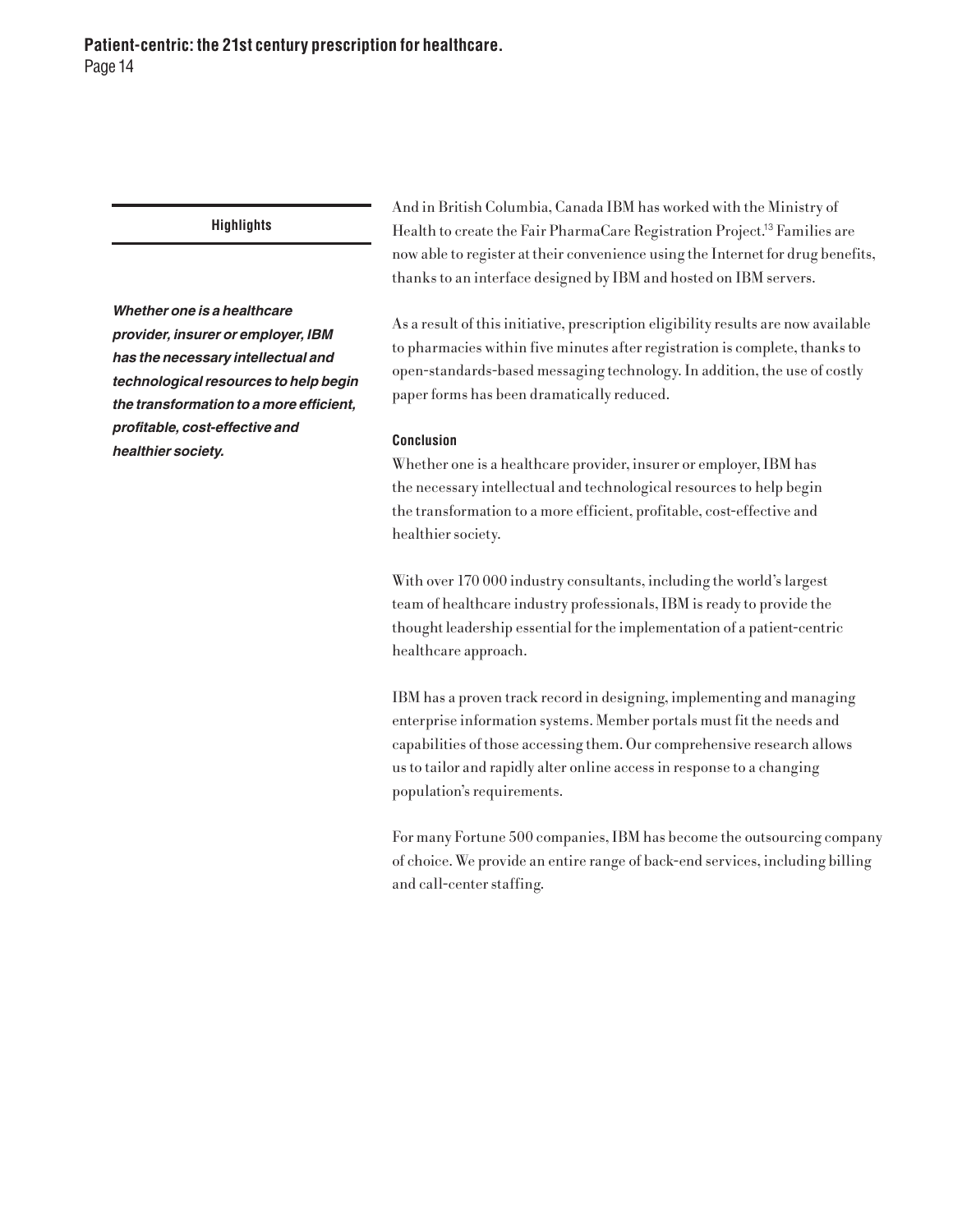**Highlights**

***Whether one is a healthcare provider, insurer or employer, IBM has the necessary intellectual and technological resources to help begin the transformation to a more efficient, profitable, cost-effective and healthier society.***

And in British Columbia, Canada IBM has worked with the Ministry of Health to create the Fair PharmaCare Registration Project.[13] Families are now able to register at their convenience using the Internet for drug benefits, thanks to an interface designed by IBM and hosted on IBM servers.

As a result of this initiative, prescription eligibility results are now available to pharmacies within five minutes after registration is complete, thanks to open-standards-based messaging technology. In addition, the use of costly paper forms has been dramatically reduced.

## Conclusion

Whether one is a healthcare provider, insurer or employer, IBM has the necessary intellectual and technological resources to help begin the transformation to a more efficient, profitable, cost-effective and healthier society.

With over 170 000 industry consultants, including the world's largest team of healthcare industry professionals, IBM is ready to provide the thought leadership essential for the implementation of a patient-centric healthcare approach.

IBM has a proven track record in designing, implementing and managing enterprise information systems. Member portals must fit the needs and capabilities of those accessing them. Our comprehensive research allows us to tailor and rapidly alter online access in response to a changing population's requirements.

For many Fortune 500 companies, IBM has become the outsourcing company of choice. We provide an entire range of back-end services, including billing and call-center staffing.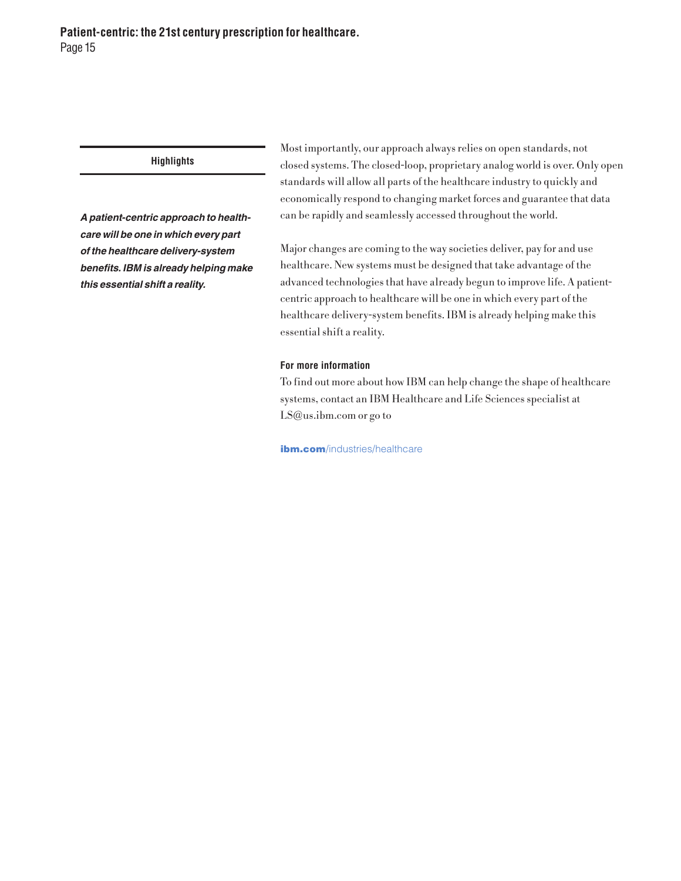**Highlights**

***A patient-centric approach to healthcare will be one in which every part of the healthcare delivery-system benefits. IBM is already helping make this essential shift a reality.***

Most importantly, our approach always relies on open standards, not closed systems. The closed-loop, proprietary analog world is over. Only open standards will allow all parts of the healthcare industry to quickly and economically respond to changing market forces and guarantee that data can be rapidly and seamlessly accessed throughout the world.

Major changes are coming to the way societies deliver, pay for and use healthcare. New systems must be designed that take advantage of the advanced technologies that have already begun to improve life. A patient-centric approach to healthcare will be one in which every part of the healthcare delivery-system benefits. IBM is already helping make this essential shift a reality.

**For more information**

To find out more about how IBM can help change the shape of healthcare systems, contact an IBM Healthcare and Life Sciences specialist at LS@us.ibm.com or go to

**ibm.com**/industries/healthcare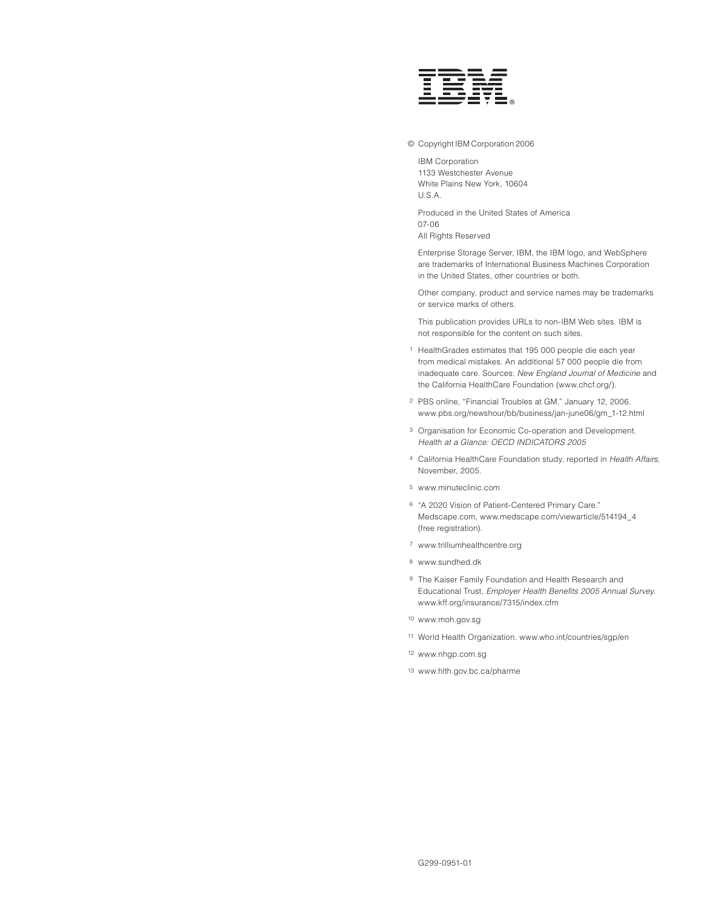© Copyright IBM Corporation 2006

IBM Corporation
1133 Westchester Avenue
White Plains New York, 10604
U.S.A.

Produced in the United States of America
07-06
All Rights Reserved

Enterprise Storage Server, IBM, the IBM logo, and WebSphere are trademarks of International Business Machines Corporation in the United States, other countries or both.

Other company, product and service names may be trademarks or service marks of others.

This publication provides URLs to non-IBM Web sites. IBM is not responsible for the content on such sites.

[1] HealthGrades estimates that 195 000 people die each year from medical mistakes. An additional 57 000 people die from inadequate care. Sources: *New England Journal of Medicine* and the California HealthCare Foundation (www.chcf.org/).

[2] PBS online, "Financial Troubles at GM." January 12, 2006. www.pbs.org/newshour/bb/business/jan-june06/gm_1-12.html

[3] Organisation for Economic Co-operation and Development. *Health at a Glance: OECD INDICATORS 2005*

[4] California HealthCare Foundation study, reported in *Health Affairs*, November, 2005.

[5] www.minuteclinic.com

[6] "A 2020 Vision of Patient-Centered Primary Care." Medscape.com, www.medscape.com/viewarticle/514194_4 (free registration).

[7] www.trilliumhealthcentre.org

[8] www.sundhed.dk

[9] The Kaiser Family Foundation and Health Research and Educational Trust, *Employer Health Benefits 2005 Annual Survey*. www.kff.org/insurance/7315/index.cfm

[10] www.moh.gov.sg

[11] World Health Organization. www.who.int/countries/sgp/en

[12] www.nhgp.com.sg

[13] www.hlth.gov.bc.ca/pharme

G299-0951-01